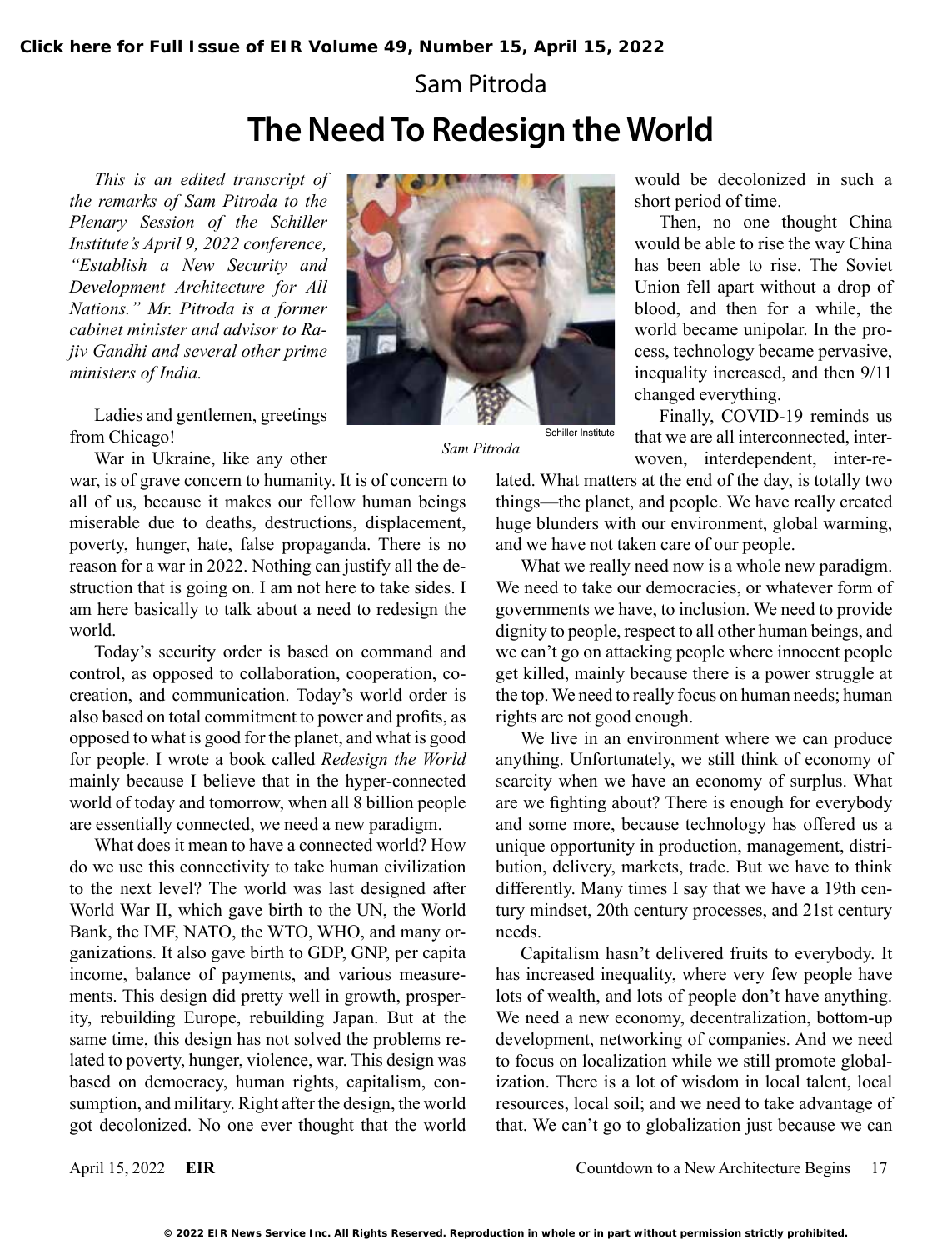Click here for Full Issue of EIR Volume 49, Number 15, April 15, 2022

Sam Pitroda

# The Need To Redesign the World

*This is an edited transcript of the remarks of Sam Pitroda to the Plenary Session of the Schiller Institute's April 9, 2022 conference, "Establish a New Security and Development Architecture for All Nations." Mr. Pitroda is a former cabinet minister and advisor to Rajiv Gandhi and several other prime ministers of India.*

Schiller Institute

*Sam Pitroda*

Ladies and gentlemen, greetings from Chicago!

War in Ukraine, like any other war, is of grave concern to humanity. It is of concern to all of us, because it makes our fellow human beings miserable due to deaths, destructions, displacement, poverty, hunger, hate, false propaganda. There is no reason for a war in 2022. Nothing can justify all the destruction that is going on. I am not here to take sides. I am here basically to talk about a need to redesign the world.

Today's security order is based on command and control, as opposed to collaboration, cooperation, co-creation, and communication. Today's world order is also based on total commitment to power and profits, as opposed to what is good for the planet, and what is good for people. I wrote a book called *Redesign the World* mainly because I believe that in the hyper-connected world of today and tomorrow, when all 8 billion people are essentially connected, we need a new paradigm.

What does it mean to have a connected world? How do we use this connectivity to take human civilization to the next level? The world was last designed after World War II, which gave birth to the UN, the World Bank, the IMF, NATO, the WTO, WHO, and many organizations. It also gave birth to GDP, GNP, per capita income, balance of payments, and various measurements. This design did pretty well in growth, prosperity, rebuilding Europe, rebuilding Japan. But at the same time, this design has not solved the problems related to poverty, hunger, violence, war. This design was based on democracy, human rights, capitalism, consumption, and military. Right after the design, the world got decolonized. No one ever thought that the world would be decolonized in such a short period of time.

Then, no one thought China would be able to rise the way China has been able to rise. The Soviet Union fell apart without a drop of blood, and then for a while, the world became unipolar. In the process, technology became pervasive, inequality increased, and then 9/11 changed everything.

Finally, COVID-19 reminds us that we are all interconnected, interwoven, interdependent, inter-related. What matters at the end of the day, is totally two things—the planet, and people. We have really created huge blunders with our environment, global warming, and we have not taken care of our people.

What we really need now is a whole new paradigm. We need to take our democracies, or whatever form of governments we have, to inclusion. We need to provide dignity to people, respect to all other human beings, and we can't go on attacking people where innocent people get killed, mainly because there is a power struggle at the top. We need to really focus on human needs; human rights are not good enough.

We live in an environment where we can produce anything. Unfortunately, we still think of economy of scarcity when we have an economy of surplus. What are we fighting about? There is enough for everybody and some more, because technology has offered us a unique opportunity in production, management, distribution, delivery, markets, trade. But we have to think differently. Many times I say that we have a 19th century mindset, 20th century processes, and 21st century needs.

Capitalism hasn't delivered fruits to everybody. It has increased inequality, where very few people have lots of wealth, and lots of people don't have anything. We need a new economy, decentralization, bottom-up development, networking of companies. And we need to focus on localization while we still promote globalization. There is a lot of wisdom in local talent, local resources, local soil; and we need to take advantage of that. We can't go to globalization just because we can

© 2022 EIR News Service Inc. All Rights Reserved. Reproduction in whole or in part without permission strictly prohibited.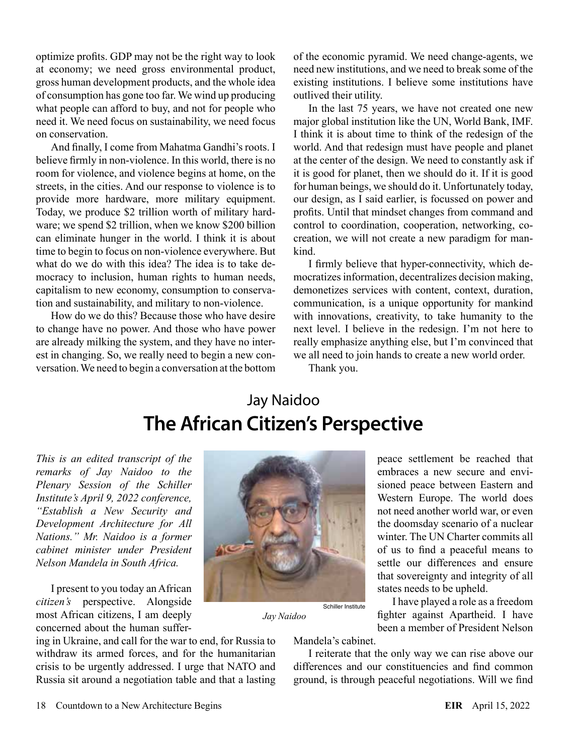optimize profits. GDP may not be the right way to look at economy; we need gross environmental product, gross human development products, and the whole idea of consumption has gone too far. We wind up producing what people can afford to buy, and not for people who need it. We need focus on sustainability, we need focus on conservation.

And finally, I come from Mahatma Gandhi's roots. I believe firmly in non-violence. In this world, there is no room for violence, and violence begins at home, on the streets, in the cities. And our response to violence is to provide more hardware, more military equipment. Today, we produce $2 trillion worth of military hardware; we spend $2 trillion, when we know $200 billion can eliminate hunger in the world. I think it is about time to begin to focus on non-violence everywhere. But what do we do with this idea? The idea is to take democracy to inclusion, human rights to human needs, capitalism to new economy, consumption to conservation and sustainability, and military to non-violence.

How do we do this? Because those who have desire to change have no power. And those who have power are already milking the system, and they have no interest in changing. So, we really need to begin a new conversation. We need to begin a conversation at the bottom of the economic pyramid. We need change-agents, we need new institutions, and we need to break some of the existing institutions. I believe some institutions have outlived their utility.

In the last 75 years, we have not created one new major global institution like the UN, World Bank, IMF. I think it is about time to think of the redesign of the world. And that redesign must have people and planet at the center of the design. We need to constantly ask if it is good for planet, then we should do it. If it is good for human beings, we should do it. Unfortunately today, our design, as I said earlier, is focussed on power and profits. Until that mindset changes from command and control to coordination, cooperation, networking, co-creation, we will not create a new paradigm for mankind.

I firmly believe that hyper-connectivity, which democratizes information, decentralizes decision making, demonetizes services with content, context, duration, communication, is a unique opportunity for mankind with innovations, creativity, to take humanity to the next level. I believe in the redesign. I'm not here to really emphasize anything else, but I'm convinced that we all need to join hands to create a new world order.

Thank you.

## Jay Naidoo

# The African Citizen's Perspective

*This is an edited transcript of the remarks of Jay Naidoo to the Plenary Session of the Schiller Institute's April 9, 2022 conference, "Establish a New Security and Development Architecture for All Nations." Mr. Naidoo is a former cabinet minister under President Nelson Mandela in South Africa.*

Schiller Institute

*Jay Naidoo*

I present to you today an African *citizen's* perspective. Alongside most African citizens, I am deeply concerned about the human suffering in Ukraine, and call for the war to end, for Russia to withdraw its armed forces, and for the humanitarian crisis to be urgently addressed. I urge that NATO and Russia sit around a negotiation table and that a lasting peace settlement be reached that embraces a new secure and envisioned peace between Eastern and Western Europe. The world does not need another world war, or even the doomsday scenario of a nuclear winter. The UN Charter commits all of us to find a peaceful means to settle our differences and ensure that sovereignty and integrity of all states needs to be upheld.

I have played a role as a freedom fighter against Apartheid. I have been a member of President Nelson Mandela's cabinet.

I reiterate that the only way we can rise above our differences and our constituencies and find common ground, is through peaceful negotiations. Will we find